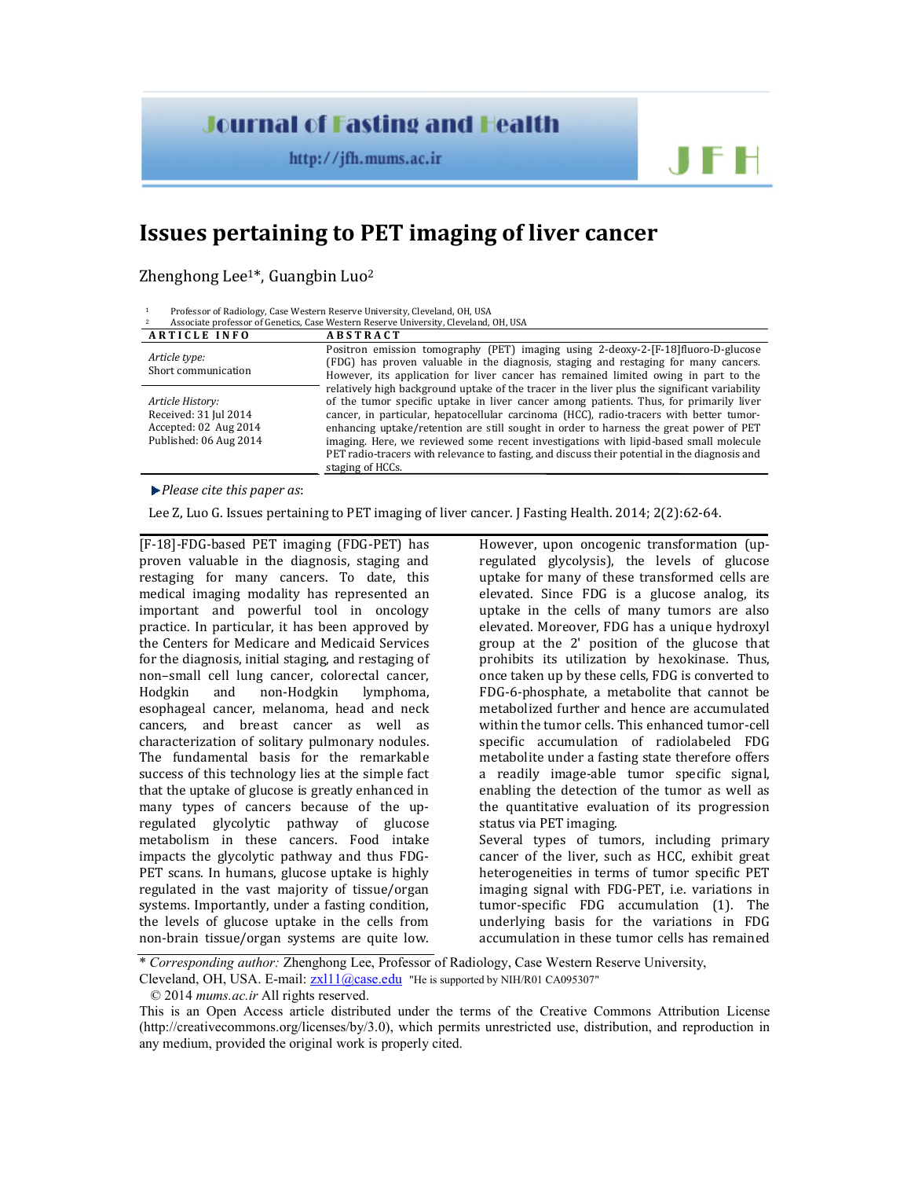Journal of Fasting and Health

http://jfh.mums.ac.ir

# Issues pertaining to PET imaging of liver cancer

Zhenghong Lee[1]*, Guangbin Luo[2]

[1] Professor of Radiology, Case Western Reserve University, Cleveland, OH, USA
[2] Associate professor of Genetics, Case Western Reserve University, Cleveland, OH, USA

| ARTICLE INFO | ABSTRACT |
|---|---|
| *Article type:* Short communication<br><br>*Article History:* Received: 31 Jul 2014 Accepted: 02 Aug 2014 Published: 06 Aug 2014 | Positron emission tomography (PET) imaging using 2-deoxy-2-[F-18]fluoro-D-glucose (FDG) has proven valuable in the diagnosis, staging and restaging for many cancers. However, its application for liver cancer has remained limited owing in part to the relatively high background uptake of the tracer in the liver plus the significant variability of the tumor specific uptake in liver cancer among patients. Thus, for primarily liver cancer, in particular, hepatocellular carcinoma (HCC), radio-tracers with better tumor-enhancing uptake/retention are still sought in order to harness the great power of PET imaging. Here, we reviewed some recent investigations with lipid-based small molecule PET radio-tracers with relevance to fasting, and discuss their potential in the diagnosis and staging of HCCs. |

▶*Please cite this paper as*:

Lee Z, Luo G. Issues pertaining to PET imaging of liver cancer. J Fasting Health. 2014; 2(2):62-64.

[F-18]-FDG-based PET imaging (FDG-PET) has proven valuable in the diagnosis, staging and restaging for many cancers. To date, this medical imaging modality has represented an important and powerful tool in oncology practice. In particular, it has been approved by the Centers for Medicare and Medicaid Services for the diagnosis, initial staging, and restaging of non–small cell lung cancer, colorectal cancer, Hodgkin and non-Hodgkin lymphoma, esophageal cancer, melanoma, head and neck cancers, and breast cancer as well as characterization of solitary pulmonary nodules. The fundamental basis for the remarkable success of this technology lies at the simple fact that the uptake of glucose is greatly enhanced in many types of cancers because of the up-regulated glycolytic pathway of glucose metabolism in these cancers. Food intake impacts the glycolytic pathway and thus FDG-PET scans. In humans, glucose uptake is highly regulated in the vast majority of tissue/organ systems. Importantly, under a fasting condition, the levels of glucose uptake in the cells from non-brain tissue/organ systems are quite low. However, upon oncogenic transformation (up-regulated glycolysis), the levels of glucose uptake for many of these transformed cells are elevated. Since FDG is a glucose analog, its uptake in the cells of many tumors are also elevated. Moreover, FDG has a unique hydroxyl group at the 2' position of the glucose that prohibits its utilization by hexokinase. Thus, once taken up by these cells, FDG is converted to FDG-6-phosphate, a metabolite that cannot be metabolized further and hence are accumulated within the tumor cells. This enhanced tumor-cell specific accumulation of radiolabeled FDG metabolite under a fasting state therefore offers a readily image-able tumor specific signal, enabling the detection of the tumor as well as the quantitative evaluation of its progression status via PET imaging.

Several types of tumors, including primary cancer of the liver, such as HCC, exhibit great heterogeneities in terms of tumor specific PET imaging signal with FDG-PET, i.e. variations in tumor-specific FDG accumulation (1). The underlying basis for the variations in FDG accumulation in these tumor cells has remained

\* *Corresponding author:* Zhenghong Lee, Professor of Radiology, Case Western Reserve University, Cleveland, OH, USA. E-mail: zxl11@case.edu "He is supported by NIH/R01 CA095307"

© 2014 *mums.ac.ir* All rights reserved.

This is an Open Access article distributed under the terms of the Creative Commons Attribution License (http://creativecommons.org/licenses/by/3.0), which permits unrestricted use, distribution, and reproduction in any medium, provided the original work is properly cited.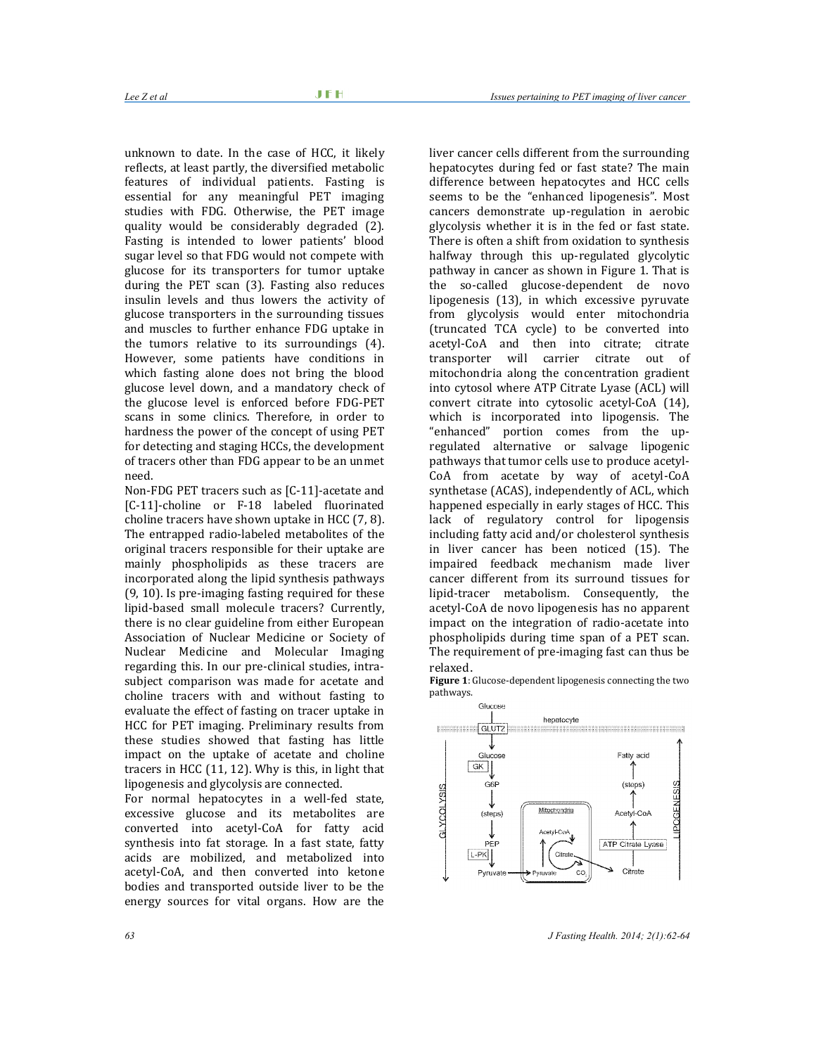unknown to date. In the case of HCC, it likely reflects, at least partly, the diversified metabolic features of individual patients. Fasting is essential for any meaningful PET imaging studies with FDG. Otherwise, the PET image quality would be considerably degraded (2). Fasting is intended to lower patients' blood sugar level so that FDG would not compete with glucose for its transporters for tumor uptake during the PET scan (3). Fasting also reduces insulin levels and thus lowers the activity of glucose transporters in the surrounding tissues and muscles to further enhance FDG uptake in the tumors relative to its surroundings (4). However, some patients have conditions in which fasting alone does not bring the blood glucose level down, and a mandatory check of the glucose level is enforced before FDG-PET scans in some clinics. Therefore, in order to hardness the power of the concept of using PET for detecting and staging HCCs, the development of tracers other than FDG appear to be an unmet need.

Non-FDG PET tracers such as [C-11]-acetate and [C-11]-choline or F-18 labeled fluorinated choline tracers have shown uptake in HCC (7, 8). The entrapped radio-labeled metabolites of the original tracers responsible for their uptake are mainly phospholipids as these tracers are incorporated along the lipid synthesis pathways (9, 10). Is pre-imaging fasting required for these lipid-based small molecule tracers? Currently, there is no clear guideline from either European Association of Nuclear Medicine or Society of Nuclear Medicine and Molecular Imaging regarding this. In our pre-clinical studies, intra-subject comparison was made for acetate and choline tracers with and without fasting to evaluate the effect of fasting on tracer uptake in HCC for PET imaging. Preliminary results from these studies showed that fasting has little impact on the uptake of acetate and choline tracers in HCC (11, 12). Why is this, in light that lipogenesis and glycolysis are connected.

For normal hepatocytes in a well-fed state, excessive glucose and its metabolites are converted into acetyl-CoA for fatty acid synthesis into fat storage. In a fast state, fatty acids are mobilized, and metabolized into acetyl-CoA, and then converted into ketone bodies and transported outside liver to be the energy sources for vital organs. How are the liver cancer cells different from the surrounding hepatocytes during fed or fast state? The main difference between hepatocytes and HCC cells seems to be the "enhanced lipogenesis". Most cancers demonstrate up-regulation in aerobic glycolysis whether it is in the fed or fast state. There is often a shift from oxidation to synthesis halfway through this up-regulated glycolytic pathway in cancer as shown in Figure 1. That is the so-called glucose-dependent de novo lipogenesis (13), in which excessive pyruvate from glycolysis would enter mitochondria (truncated TCA cycle) to be converted into acetyl-CoA and then into citrate; citrate transporter will carrier citrate out of mitochondria along the concentration gradient into cytosol where ATP Citrate Lyase (ACL) will convert citrate into cytosolic acetyl-CoA (14), which is incorporated into lipogenesis. The "enhanced" portion comes from the up-regulated alternative or salvage lipogenic pathways that tumor cells use to produce acetyl-CoA from acetate by way of acetyl-CoA synthetase (ACAS), independently of ACL, which happened especially in early stages of HCC. This lack of regulatory control for lipogensis including fatty acid and/or cholesterol synthesis in liver cancer has been noticed (15). The impaired feedback mechanism made liver cancer different from its surround tissues for lipid-tracer metabolism. Consequently, the acetyl-CoA de novo lipogenesis has no apparent impact on the integration of radio-acetate into phospholipids during time span of a PET scan. The requirement of pre-imaging fast can thus be relaxed.

**Figure 1**: Glucose-dependent lipogenesis connecting the two pathways.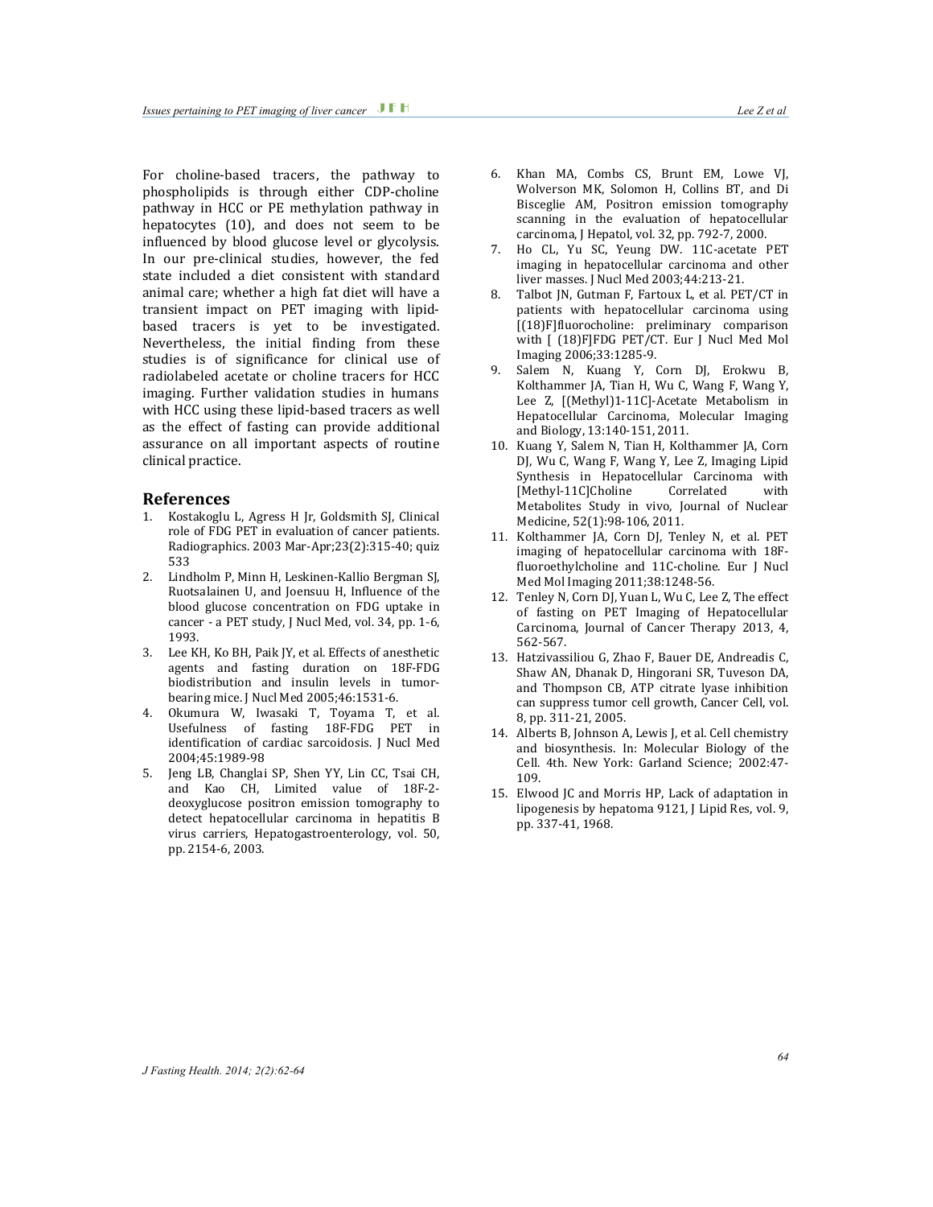For choline-based tracers, the pathway to phospholipids is through either CDP-choline pathway in HCC or PE methylation pathway in hepatocytes (10), and does not seem to be influenced by blood glucose level or glycolysis. In our pre-clinical studies, however, the fed state included a diet consistent with standard animal care; whether a high fat diet will have a transient impact on PET imaging with lipid-based tracers is yet to be investigated. Nevertheless, the initial finding from these studies is of significance for clinical use of radiolabeled acetate or choline tracers for HCC imaging. Further validation studies in humans with HCC using these lipid-based tracers as well as the effect of fasting can provide additional assurance on all important aspects of routine clinical practice.

## References

1. Kostakoglu L, Agress H Jr, Goldsmith SJ, Clinical role of FDG PET in evaluation of cancer patients. Radiographics. 2003 Mar-Apr;23(2):315-40; quiz 533
2. Lindholm P, Minn H, Leskinen-Kallio Bergman SJ, Ruotsalainen U, and Joensuu H, Influence of the blood glucose concentration on FDG uptake in cancer - a PET study, J Nucl Med, vol. 34, pp. 1-6, 1993.
3. Lee KH, Ko BH, Paik JY, et al. Effects of anesthetic agents and fasting duration on 18F-FDG biodistribution and insulin levels in tumor-bearing mice. J Nucl Med 2005;46:1531-6.
4. Okumura W, Iwasaki T, Toyama T, et al. Usefulness of fasting 18F-FDG PET in identification of cardiac sarcoidosis. J Nucl Med 2004;45:1989-98
5. Jeng LB, Changlai SP, Shen YY, Lin CC, Tsai CH, and Kao CH, Limited value of 18F-2-deoxyglucose positron emission tomography to detect hepatocellular carcinoma in hepatitis B virus carriers, Hepatogastroenterology, vol. 50, pp. 2154-6, 2003.
6. Khan MA, Combs CS, Brunt EM, Lowe VJ, Wolverson MK, Solomon H, Collins BT, and Di Bisceglie AM, Positron emission tomography scanning in the evaluation of hepatocellular carcinoma, J Hepatol, vol. 32, pp. 792-7, 2000.
7. Ho CL, Yu SC, Yeung DW. 11C-acetate PET imaging in hepatocellular carcinoma and other liver masses. J Nucl Med 2003;44:213-21.
8. Talbot JN, Gutman F, Fartoux L, et al. PET/CT in patients with hepatocellular carcinoma using [(18)F]fluorocholine: preliminary comparison with [ (18)F]FDG PET/CT. Eur J Nucl Med Mol Imaging 2006;33:1285-9.
9. Salem N, Kuang Y, Corn DJ, Erokwu B, Kolthammer JA, Tian H, Wu C, Wang F, Wang Y, Lee Z, [(Methyl)1-11C]-Acetate Metabolism in Hepatocellular Carcinoma, Molecular Imaging and Biology, 13:140-151, 2011.
10. Kuang Y, Salem N, Tian H, Kolthammer JA, Corn DJ, Wu C, Wang F, Wang Y, Lee Z, Imaging Lipid Synthesis in Hepatocellular Carcinoma with [Methyl-11C]Choline Correlated with Metabolites Study in vivo, Journal of Nuclear Medicine, 52(1):98-106, 2011.
11. Kolthammer JA, Corn DJ, Tenley N, et al. PET imaging of hepatocellular carcinoma with 18F-fluoroethylcholine and 11C-choline. Eur J Nucl Med Mol Imaging 2011;38:1248-56.
12. Tenley N, Corn DJ, Yuan L, Wu C, Lee Z, The effect of fasting on PET Imaging of Hepatocellular Carcinoma, Journal of Cancer Therapy 2013, 4, 562-567.
13. Hatzivassiliou G, Zhao F, Bauer DE, Andreadis C, Shaw AN, Dhanak D, Hingorani SR, Tuveson DA, and Thompson CB, ATP citrate lyase inhibition can suppress tumor cell growth, Cancer Cell, vol. 8, pp. 311-21, 2005.
14. Alberts B, Johnson A, Lewis J, et al. Cell chemistry and biosynthesis. In: Molecular Biology of the Cell. 4th. New York: Garland Science; 2002:47-109.
15. Elwood JC and Morris HP, Lack of adaptation in lipogenesis by hepatoma 9121, J Lipid Res, vol. 9, pp. 337-41, 1968.